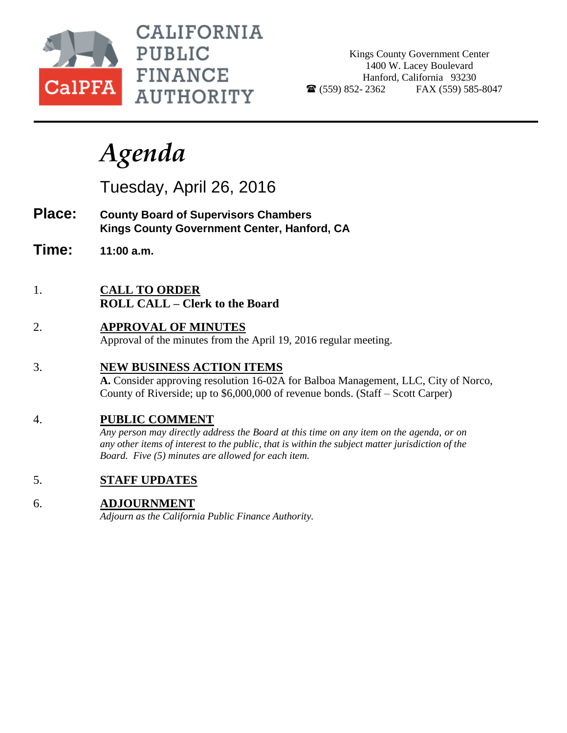CALIFORNIA PUBLIC FINANCE AUTHORITY

CalPFA

Kings County Government Center
1400 W. Lacey Boulevard
Hanford, California 93230
☎ (559) 852- 2362 FAX (559) 585-8047

# *Agenda*

Tuesday, April 26, 2016

**Place:** **County Board of Supervisors Chambers**
**Kings County Government Center, Hanford, CA**

**Time:** **11:00 a.m.**

1. **CALL TO ORDER**
   **ROLL CALL – Clerk to the Board**

2. **APPROVAL OF MINUTES**
   Approval of the minutes from the April 19, 2016 regular meeting.

3. **NEW BUSINESS ACTION ITEMS**
   **A.** Consider approving resolution 16-02A for Balboa Management, LLC, City of Norco, County of Riverside; up to $6,000,000 of revenue bonds. (Staff – Scott Carper)

4. **PUBLIC COMMENT**
   *Any person may directly address the Board at this time on any item on the agenda, or on any other items of interest to the public, that is within the subject matter jurisdiction of the Board. Five (5) minutes are allowed for each item.*

5. **STAFF UPDATES**

6. **ADJOURNMENT**
   *Adjourn as the California Public Finance Authority.*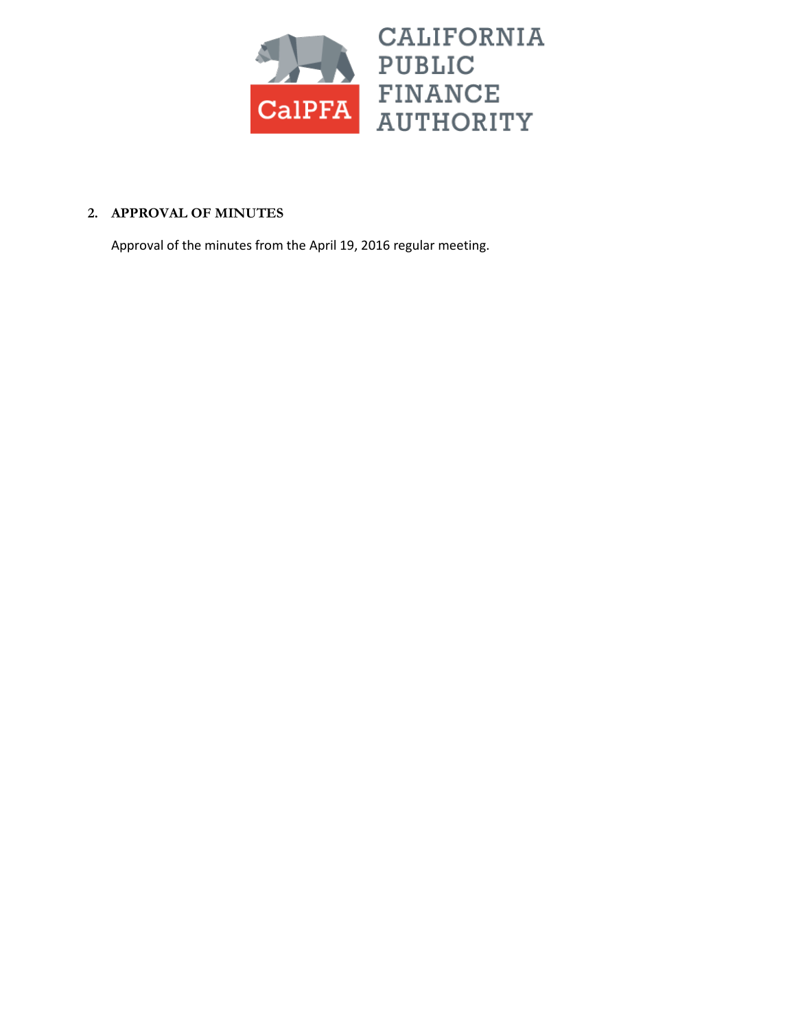CALIFORNIA PUBLIC FINANCE AUTHORITY

## 2. APPROVAL OF MINUTES

Approval of the minutes from the April 19, 2016 regular meeting.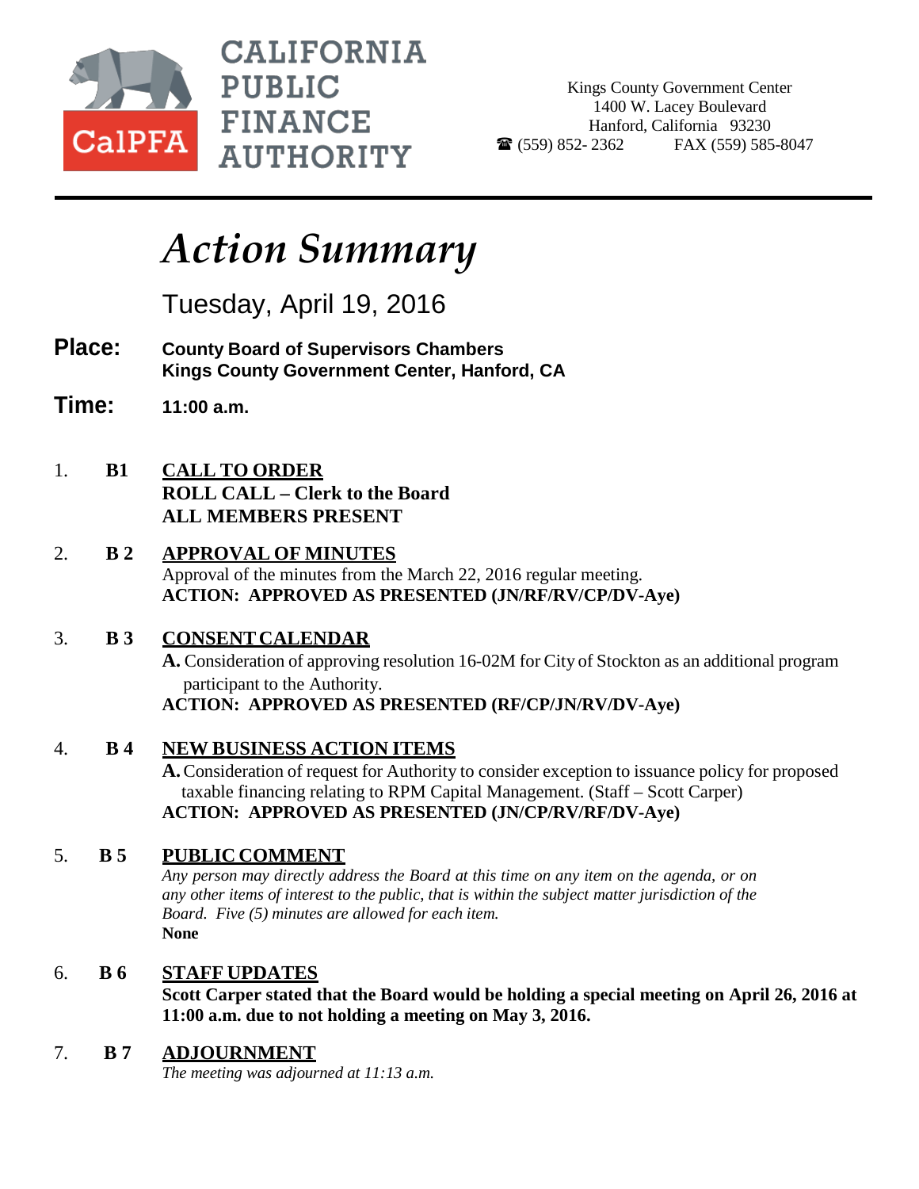CALIFORNIA PUBLIC FINANCE AUTHORITY

CalPFA

Kings County Government Center
1400 W. Lacey Boulevard
Hanford, California 93230
☎ (559) 852- 2362 FAX (559) 585-8047

# *Action Summary*

Tuesday, April 19, 2016

**Place:** **County Board of Supervisors Chambers**
**Kings County Government Center, Hanford, CA**

**Time:** **11:00 a.m.**

1. **B1** **CALL TO ORDER**
   **ROLL CALL – Clerk to the Board**
   **ALL MEMBERS PRESENT**

2. **B 2** **APPROVAL OF MINUTES**
   Approval of the minutes from the March 22, 2016 regular meeting.
   **ACTION: APPROVED AS PRESENTED (JN/RF/RV/CP/DV-Aye)**

3. **B 3** **CONSENT CALENDAR**
   **A.** Consideration of approving resolution 16-02M for City of Stockton as an additional program participant to the Authority.
   **ACTION: APPROVED AS PRESENTED (RF/CP/JN/RV/DV-Aye)**

4. **B 4** **NEW BUSINESS ACTION ITEMS**
   **A.** Consideration of request for Authority to consider exception to issuance policy for proposed taxable financing relating to RPM Capital Management. (Staff – Scott Carper)
   **ACTION: APPROVED AS PRESENTED (JN/CP/RV/RF/DV-Aye)**

5. **B 5** **PUBLIC COMMENT**
   *Any person may directly address the Board at this time on any item on the agenda, or on any other items of interest to the public, that is within the subject matter jurisdiction of the Board. Five (5) minutes are allowed for each item.*
   **None**

6. **B 6** **STAFF UPDATES**
   **Scott Carper stated that the Board would be holding a special meeting on April 26, 2016 at 11:00 a.m. due to not holding a meeting on May 3, 2016.**

7. **B 7** **ADJOURNMENT**
   *The meeting was adjourned at 11:13 a.m.*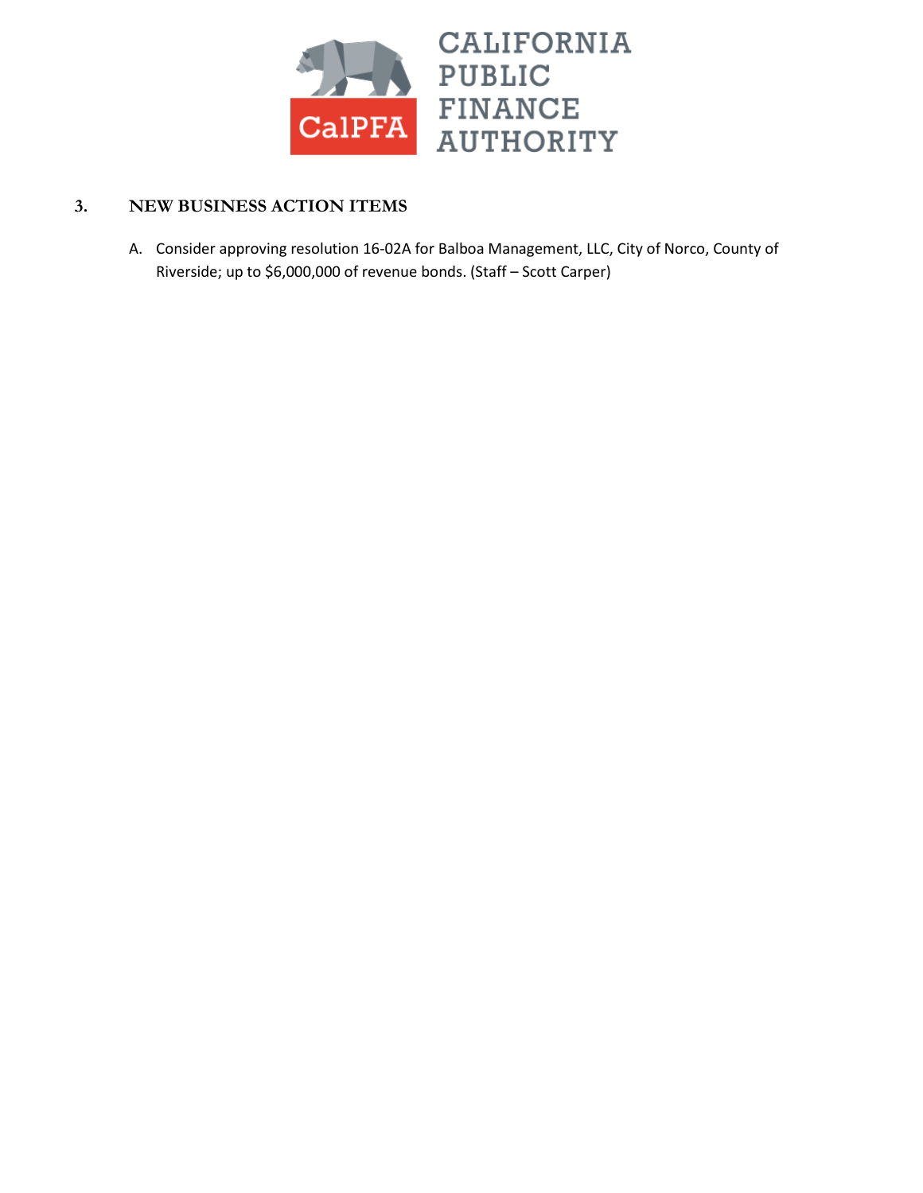# CALIFORNIA PUBLIC FINANCE AUTHORITY

## 3. NEW BUSINESS ACTION ITEMS

A. Consider approving resolution 16-02A for Balboa Management, LLC, City of Norco, County of Riverside; up to $6,000,000 of revenue bonds. (Staff – Scott Carper)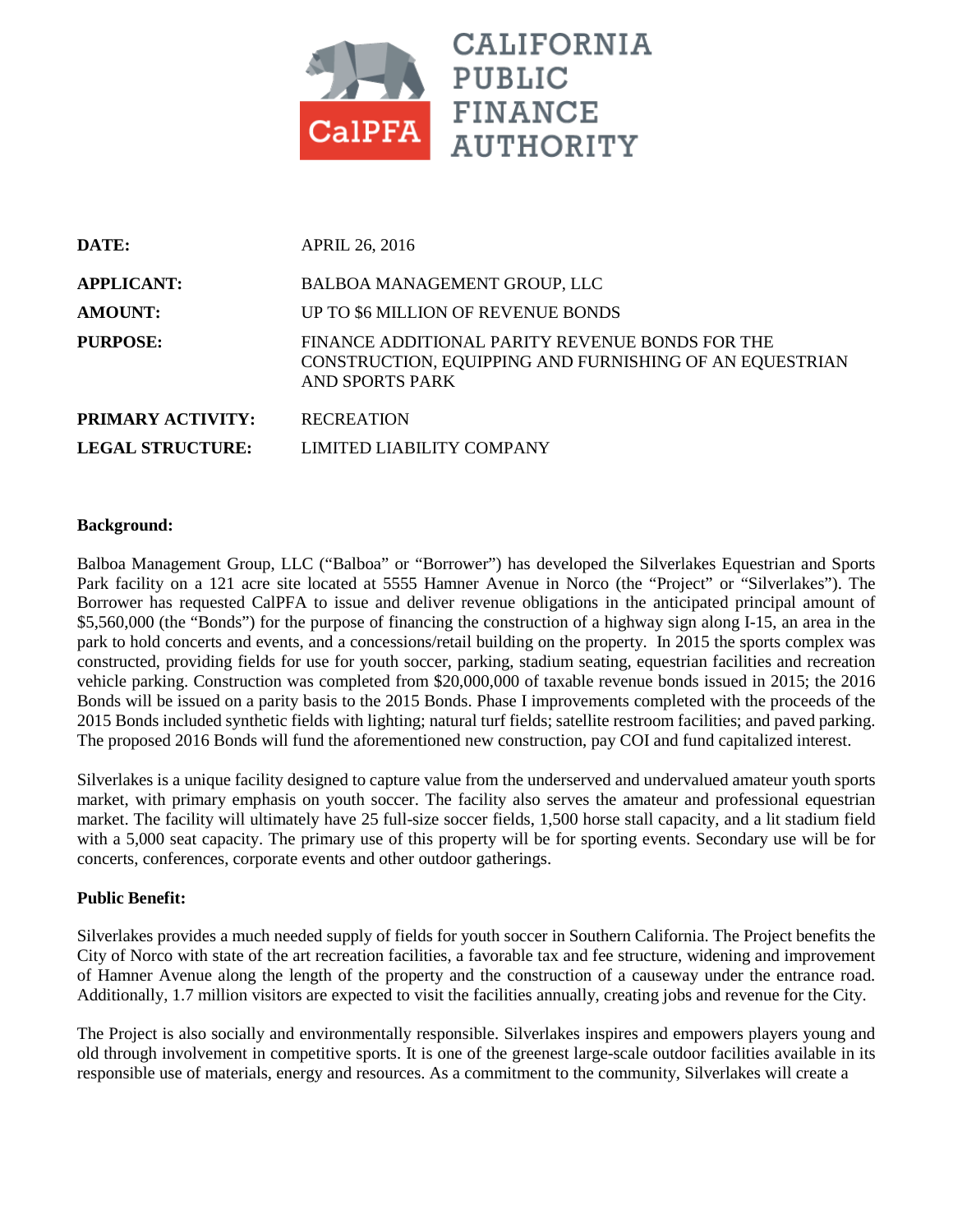# CALIFORNIA PUBLIC FINANCE AUTHORITY

| | |
|---|---|
| **DATE:** | APRIL 26, 2016 |
| **APPLICANT:** | BALBOA MANAGEMENT GROUP, LLC |
| **AMOUNT:** | UP TO $6 MILLION OF REVENUE BONDS |
| **PURPOSE:** | FINANCE ADDITIONAL PARITY REVENUE BONDS FOR THE CONSTRUCTION, EQUIPPING AND FURNISHING OF AN EQUESTRIAN AND SPORTS PARK |
| **PRIMARY ACTIVITY:** | RECREATION |
| **LEGAL STRUCTURE:** | LIMITED LIABILITY COMPANY |

**Background:**

Balboa Management Group, LLC ("Balboa" or "Borrower") has developed the Silverlakes Equestrian and Sports Park facility on a 121 acre site located at 5555 Hamner Avenue in Norco (the "Project" or "Silverlakes"). The Borrower has requested CalPFA to issue and deliver revenue obligations in the anticipated principal amount of $5,560,000 (the "Bonds") for the purpose of financing the construction of a highway sign along I-15, an area in the park to hold concerts and events, and a concessions/retail building on the property. In 2015 the sports complex was constructed, providing fields for use for youth soccer, parking, stadium seating, equestrian facilities and recreation vehicle parking. Construction was completed from $20,000,000 of taxable revenue bonds issued in 2015; the 2016 Bonds will be issued on a parity basis to the 2015 Bonds. Phase I improvements completed with the proceeds of the 2015 Bonds included synthetic fields with lighting; natural turf fields; satellite restroom facilities; and paved parking. The proposed 2016 Bonds will fund the aforementioned new construction, pay COI and fund capitalized interest.

Silverlakes is a unique facility designed to capture value from the underserved and undervalued amateur youth sports market, with primary emphasis on youth soccer. The facility also serves the amateur and professional equestrian market. The facility will ultimately have 25 full-size soccer fields, 1,500 horse stall capacity, and a lit stadium field with a 5,000 seat capacity. The primary use of this property will be for sporting events. Secondary use will be for concerts, conferences, corporate events and other outdoor gatherings.

**Public Benefit:**

Silverlakes provides a much needed supply of fields for youth soccer in Southern California. The Project benefits the City of Norco with state of the art recreation facilities, a favorable tax and fee structure, widening and improvement of Hamner Avenue along the length of the property and the construction of a causeway under the entrance road. Additionally, 1.7 million visitors are expected to visit the facilities annually, creating jobs and revenue for the City.

The Project is also socially and environmentally responsible. Silverlakes inspires and empowers players young and old through involvement in competitive sports. It is one of the greenest large-scale outdoor facilities available in its responsible use of materials, energy and resources. As a commitment to the community, Silverlakes will create a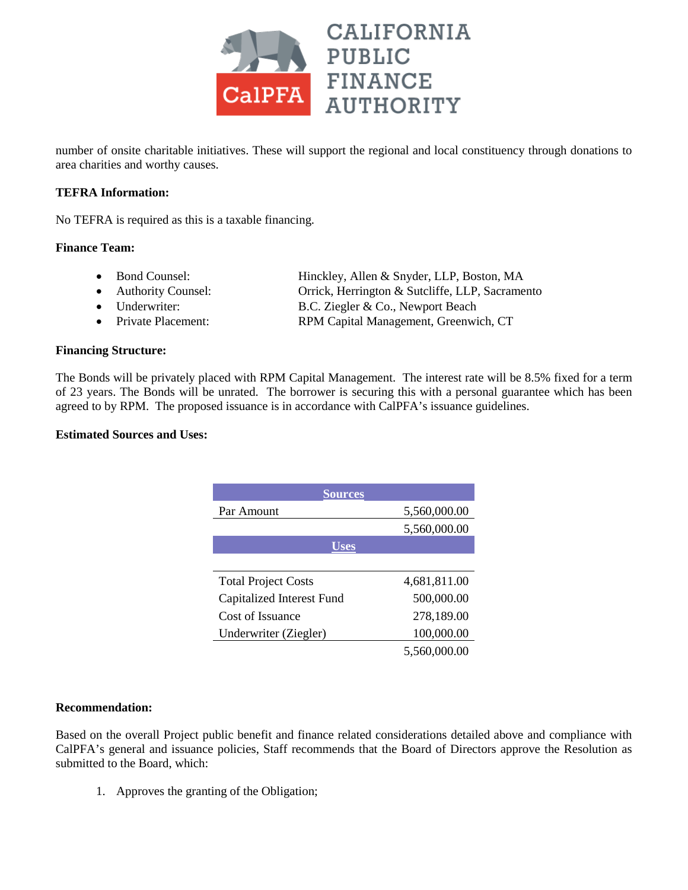number of onsite charitable initiatives. These will support the regional and local constituency through donations to area charities and worthy causes.

**TEFRA Information:**

No TEFRA is required as this is a taxable financing.

**Finance Team:**

- Bond Counsel: Hinckley, Allen & Snyder, LLP, Boston, MA
- Authority Counsel: Orrick, Herrington & Sutcliffe, LLP, Sacramento
- Underwriter: B.C. Ziegler & Co., Newport Beach
- Private Placement: RPM Capital Management, Greenwich, CT

**Financing Structure:**

The Bonds will be privately placed with RPM Capital Management. The interest rate will be 8.5% fixed for a term of 23 years. The Bonds will be unrated. The borrower is securing this with a personal guarantee which has been agreed to by RPM. The proposed issuance is in accordance with CalPFA's issuance guidelines.

**Estimated Sources and Uses:**

| **Sources** | |
|---|---|
| Par Amount | 5,560,000.00 |
| | 5,560,000.00 |
| **Uses** | |
| | |
| Total Project Costs | 4,681,811.00 |
| Capitalized Interest Fund | 500,000.00 |
| Cost of Issuance | 278,189.00 |
| Underwriter (Ziegler) | 100,000.00 |
| | 5,560,000.00 |

**Recommendation:**

Based on the overall Project public benefit and finance related considerations detailed above and compliance with CalPFA's general and issuance policies, Staff recommends that the Board of Directors approve the Resolution as submitted to the Board, which:

1. Approves the granting of the Obligation;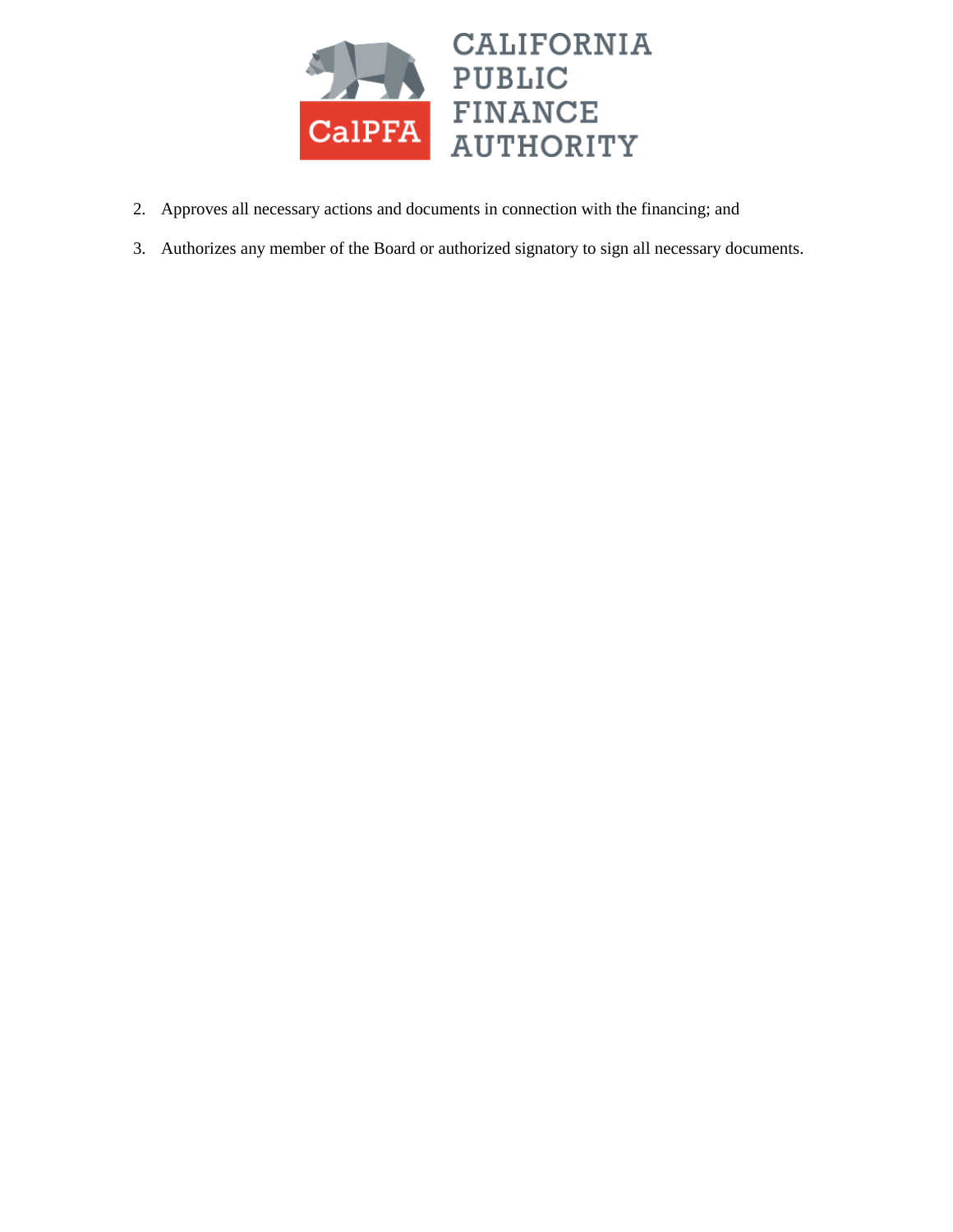2. Approves all necessary actions and documents in connection with the financing; and
3. Authorizes any member of the Board or authorized signatory to sign all necessary documents.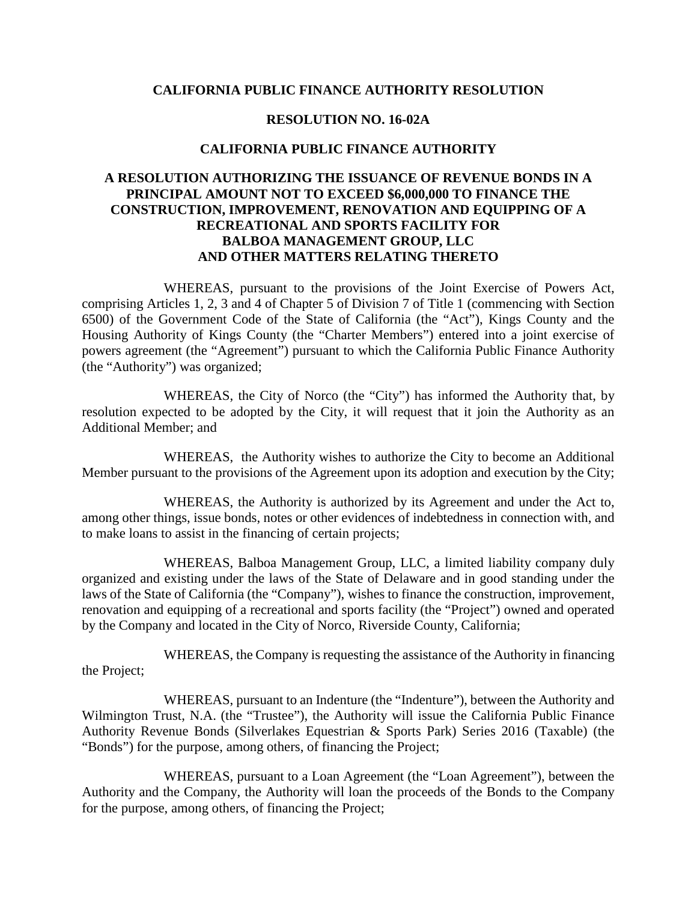**CALIFORNIA PUBLIC FINANCE AUTHORITY RESOLUTION**

**RESOLUTION NO. 16-02A**

**CALIFORNIA PUBLIC FINANCE AUTHORITY**

**A RESOLUTION AUTHORIZING THE ISSUANCE OF REVENUE BONDS IN A PRINCIPAL AMOUNT NOT TO EXCEED $6,000,000 TO FINANCE THE CONSTRUCTION, IMPROVEMENT, RENOVATION AND EQUIPPING OF A RECREATIONAL AND SPORTS FACILITY FOR BALBOA MANAGEMENT GROUP, LLC AND OTHER MATTERS RELATING THERETO**

WHEREAS, pursuant to the provisions of the Joint Exercise of Powers Act, comprising Articles 1, 2, 3 and 4 of Chapter 5 of Division 7 of Title 1 (commencing with Section 6500) of the Government Code of the State of California (the "Act"), Kings County and the Housing Authority of Kings County (the "Charter Members") entered into a joint exercise of powers agreement (the "Agreement") pursuant to which the California Public Finance Authority (the "Authority") was organized;

WHEREAS, the City of Norco (the "City") has informed the Authority that, by resolution expected to be adopted by the City, it will request that it join the Authority as an Additional Member; and

WHEREAS, the Authority wishes to authorize the City to become an Additional Member pursuant to the provisions of the Agreement upon its adoption and execution by the City;

WHEREAS, the Authority is authorized by its Agreement and under the Act to, among other things, issue bonds, notes or other evidences of indebtedness in connection with, and to make loans to assist in the financing of certain projects;

WHEREAS, Balboa Management Group, LLC, a limited liability company duly organized and existing under the laws of the State of Delaware and in good standing under the laws of the State of California (the "Company"), wishes to finance the construction, improvement, renovation and equipping of a recreational and sports facility (the "Project") owned and operated by the Company and located in the City of Norco, Riverside County, California;

WHEREAS, the Company is requesting the assistance of the Authority in financing the Project;

WHEREAS, pursuant to an Indenture (the "Indenture"), between the Authority and Wilmington Trust, N.A. (the "Trustee"), the Authority will issue the California Public Finance Authority Revenue Bonds (Silverlakes Equestrian & Sports Park) Series 2016 (Taxable) (the "Bonds") for the purpose, among others, of financing the Project;

WHEREAS, pursuant to a Loan Agreement (the "Loan Agreement"), between the Authority and the Company, the Authority will loan the proceeds of the Bonds to the Company for the purpose, among others, of financing the Project;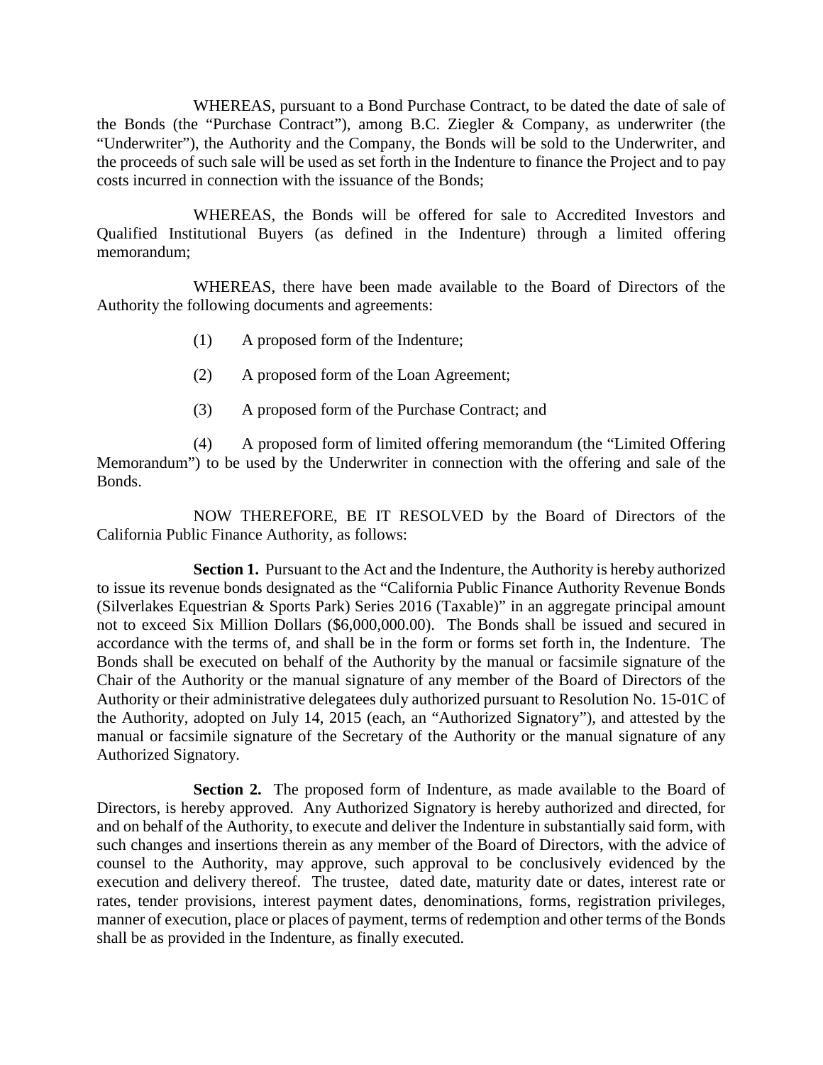WHEREAS, pursuant to a Bond Purchase Contract, to be dated the date of sale of the Bonds (the "Purchase Contract"), among B.C. Ziegler & Company, as underwriter (the "Underwriter"), the Authority and the Company, the Bonds will be sold to the Underwriter, and the proceeds of such sale will be used as set forth in the Indenture to finance the Project and to pay costs incurred in connection with the issuance of the Bonds;

WHEREAS, the Bonds will be offered for sale to Accredited Investors and Qualified Institutional Buyers (as defined in the Indenture) through a limited offering memorandum;

WHEREAS, there have been made available to the Board of Directors of the Authority the following documents and agreements:

(1) A proposed form of the Indenture;

(2) A proposed form of the Loan Agreement;

(3) A proposed form of the Purchase Contract; and

(4) A proposed form of limited offering memorandum (the "Limited Offering Memorandum") to be used by the Underwriter in connection with the offering and sale of the Bonds.

NOW THEREFORE, BE IT RESOLVED by the Board of Directors of the California Public Finance Authority, as follows:

**Section 1.** Pursuant to the Act and the Indenture, the Authority is hereby authorized to issue its revenue bonds designated as the "California Public Finance Authority Revenue Bonds (Silverlakes Equestrian & Sports Park) Series 2016 (Taxable)" in an aggregate principal amount not to exceed Six Million Dollars ($6,000,000.00). The Bonds shall be issued and secured in accordance with the terms of, and shall be in the form or forms set forth in, the Indenture. The Bonds shall be executed on behalf of the Authority by the manual or facsimile signature of the Chair of the Authority or the manual signature of any member of the Board of Directors of the Authority or their administrative delegatees duly authorized pursuant to Resolution No. 15-01C of the Authority, adopted on July 14, 2015 (each, an "Authorized Signatory"), and attested by the manual or facsimile signature of the Secretary of the Authority or the manual signature of any Authorized Signatory.

**Section 2.** The proposed form of Indenture, as made available to the Board of Directors, is hereby approved. Any Authorized Signatory is hereby authorized and directed, for and on behalf of the Authority, to execute and deliver the Indenture in substantially said form, with such changes and insertions therein as any member of the Board of Directors, with the advice of counsel to the Authority, may approve, such approval to be conclusively evidenced by the execution and delivery thereof. The trustee, dated date, maturity date or dates, interest rate or rates, tender provisions, interest payment dates, denominations, forms, registration privileges, manner of execution, place or places of payment, terms of redemption and other terms of the Bonds shall be as provided in the Indenture, as finally executed.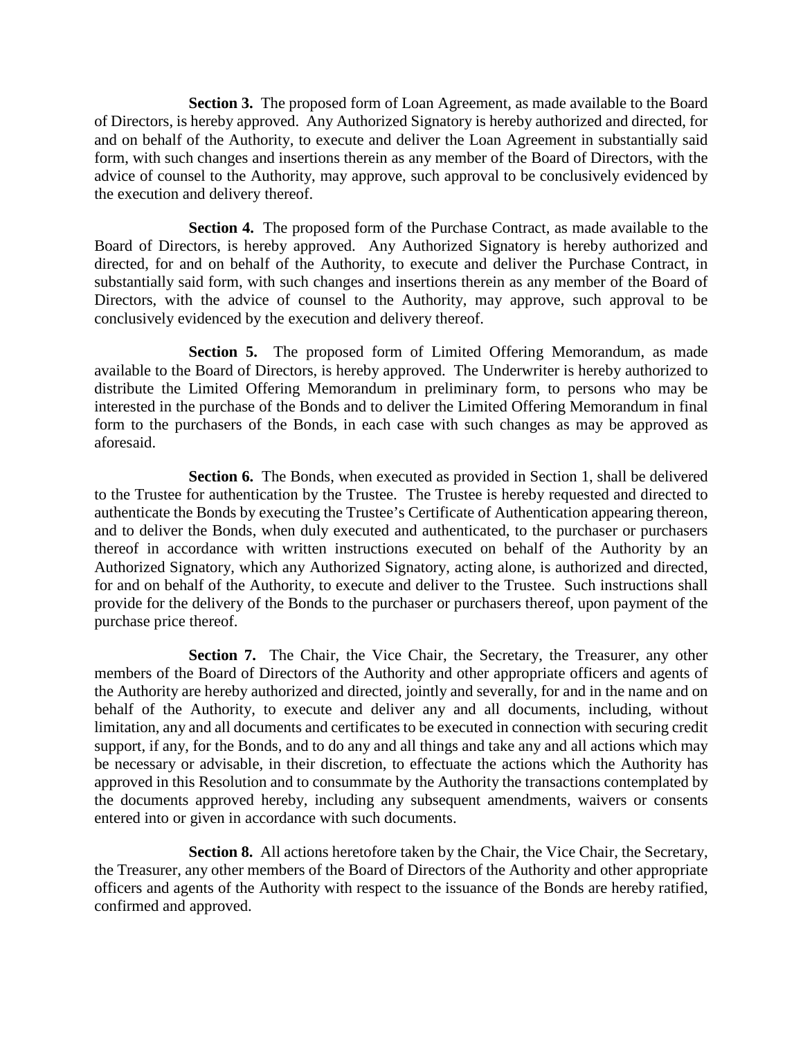**Section 3.** The proposed form of Loan Agreement, as made available to the Board of Directors, is hereby approved. Any Authorized Signatory is hereby authorized and directed, for and on behalf of the Authority, to execute and deliver the Loan Agreement in substantially said form, with such changes and insertions therein as any member of the Board of Directors, with the advice of counsel to the Authority, may approve, such approval to be conclusively evidenced by the execution and delivery thereof.

**Section 4.** The proposed form of the Purchase Contract, as made available to the Board of Directors, is hereby approved. Any Authorized Signatory is hereby authorized and directed, for and on behalf of the Authority, to execute and deliver the Purchase Contract, in substantially said form, with such changes and insertions therein as any member of the Board of Directors, with the advice of counsel to the Authority, may approve, such approval to be conclusively evidenced by the execution and delivery thereof.

**Section 5.** The proposed form of Limited Offering Memorandum, as made available to the Board of Directors, is hereby approved. The Underwriter is hereby authorized to distribute the Limited Offering Memorandum in preliminary form, to persons who may be interested in the purchase of the Bonds and to deliver the Limited Offering Memorandum in final form to the purchasers of the Bonds, in each case with such changes as may be approved as aforesaid.

**Section 6.** The Bonds, when executed as provided in Section 1, shall be delivered to the Trustee for authentication by the Trustee. The Trustee is hereby requested and directed to authenticate the Bonds by executing the Trustee's Certificate of Authentication appearing thereon, and to deliver the Bonds, when duly executed and authenticated, to the purchaser or purchasers thereof in accordance with written instructions executed on behalf of the Authority by an Authorized Signatory, which any Authorized Signatory, acting alone, is authorized and directed, for and on behalf of the Authority, to execute and deliver to the Trustee. Such instructions shall provide for the delivery of the Bonds to the purchaser or purchasers thereof, upon payment of the purchase price thereof.

**Section 7.** The Chair, the Vice Chair, the Secretary, the Treasurer, any other members of the Board of Directors of the Authority and other appropriate officers and agents of the Authority are hereby authorized and directed, jointly and severally, for and in the name and on behalf of the Authority, to execute and deliver any and all documents, including, without limitation, any and all documents and certificates to be executed in connection with securing credit support, if any, for the Bonds, and to do any and all things and take any and all actions which may be necessary or advisable, in their discretion, to effectuate the actions which the Authority has approved in this Resolution and to consummate by the Authority the transactions contemplated by the documents approved hereby, including any subsequent amendments, waivers or consents entered into or given in accordance with such documents.

**Section 8.** All actions heretofore taken by the Chair, the Vice Chair, the Secretary, the Treasurer, any other members of the Board of Directors of the Authority and other appropriate officers and agents of the Authority with respect to the issuance of the Bonds are hereby ratified, confirmed and approved.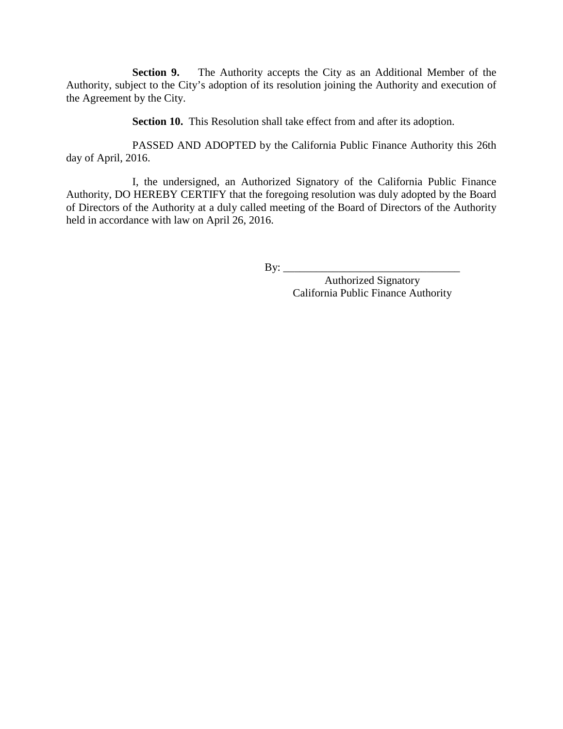**Section 9.** The Authority accepts the City as an Additional Member of the Authority, subject to the City's adoption of its resolution joining the Authority and execution of the Agreement by the City.

**Section 10.** This Resolution shall take effect from and after its adoption.

PASSED AND ADOPTED by the California Public Finance Authority this 26th day of April, 2016.

I, the undersigned, an Authorized Signatory of the California Public Finance Authority, DO HEREBY CERTIFY that the foregoing resolution was duly adopted by the Board of Directors of the Authority at a duly called meeting of the Board of Directors of the Authority held in accordance with law on April 26, 2016.

By: ________________________________

Authorized Signatory
California Public Finance Authority